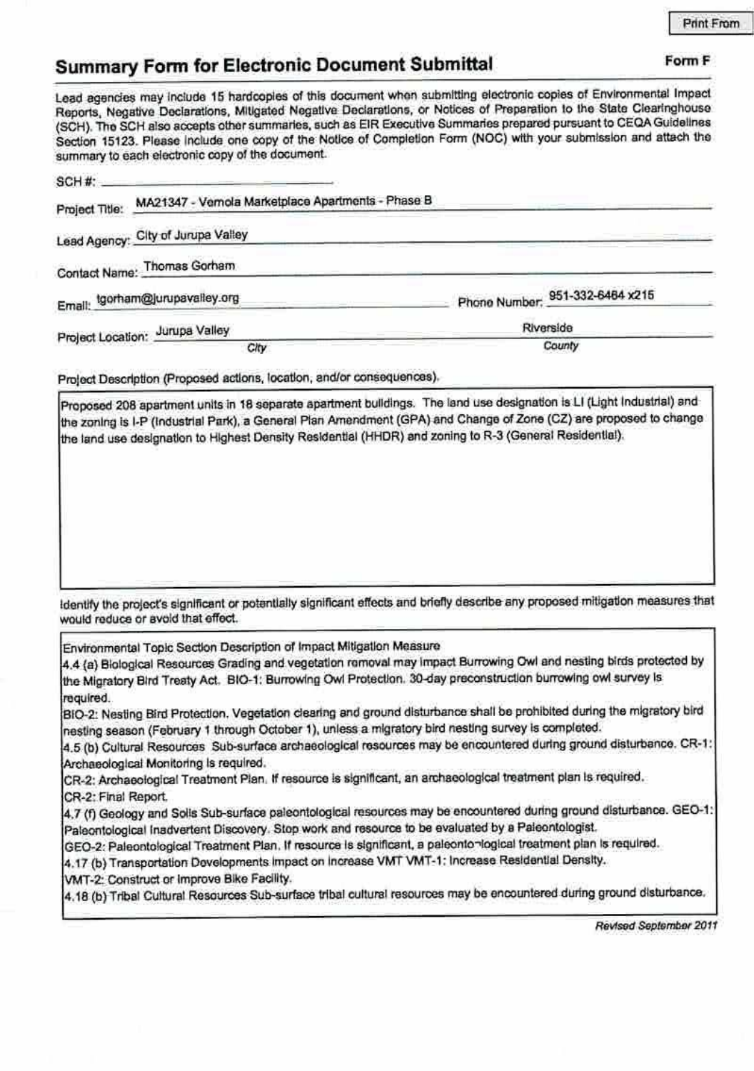Print From

# Summary Form for Electronic Document Submittal

**Form F**

Lead agencies may include 15 hardcopies of this document when submitting electronic copies of Environmental Impact Reports, Negative Declarations, Mitigated Negative Declarations, or Notices of Preparation to the State Clearinghouse (SCH). The SCH also accepts other summaries, such as EIR Executive Summaries prepared pursuant to CEQA Guidelines Section 15123. Please include one copy of the Notice of Completion Form (NOC) with your submission and attach the summary to each electronic copy of the document.

SCH #: ___________________

Project Title: MA21347 - Vernola Marketplace Apartments - Phase B

Lead Agency: City of Jurupa Valley

Contact Name: Thomas Gorham

Email: tgorham@jurupavalley.org

Phone Number: 951-332-6464 x215

Project Location: Jurupa Valley (City), Riverside (County)

Project Description (Proposed actions, location, and/or consequences).

Proposed 208 apartment units in 18 separate apartment buildings. The land use designation is LI (Light Industrial) and the zoning is I-P (Industrial Park), a General Plan Amendment (GPA) and Change of Zone (CZ) are proposed to change the land use designation to Highest Density Residential (HHDR) and zoning to R-3 (General Residential).

Identify the project's significant or potentially significant effects and briefly describe any proposed mitigation measures that would reduce or avoid that effect.

Environmental Topic Section Description of Impact Mitigation Measure
4.4 (a) Biological Resources Grading and vegetation removal may impact Burrowing Owl and nesting birds protected by the Migratory Bird Treaty Act. BIO-1: Burrowing Owl Protection. 30-day preconstruction burrowing owl survey is required.
BIO-2: Nesting Bird Protection. Vegetation clearing and ground disturbance shall be prohibited during the migratory bird nesting season (February 1 through October 1), unless a migratory bird nesting survey is completed.
4.5 (b) Cultural Resources Sub-surface archaeological resources may be encountered during ground disturbance. CR-1: Archaeological Monitoring is required.
CR-2: Archaeological Treatment Plan. If resource is significant, an archaeological treatment plan is required.
CR-2: Final Report.
4.7 (f) Geology and Soils Sub-surface paleontological resources may be encountered during ground disturbance. GEO-1: Paleontological Inadvertent Discovery. Stop work and resource to be evaluated by a Paleontologist.
GEO-2: Paleontological Treatment Plan. If resource is significant, a paleontological treatment plan is required.
4.17 (b) Transportation Developments impact on increase VMT VMT-1: Increase Residential Density.
VMT-2: Construct or Improve Bike Facility.
4.18 (b) Tribal Cultural Resources Sub-surface tribal cultural resources may be encountered during ground disturbance.

*Revised September 2011*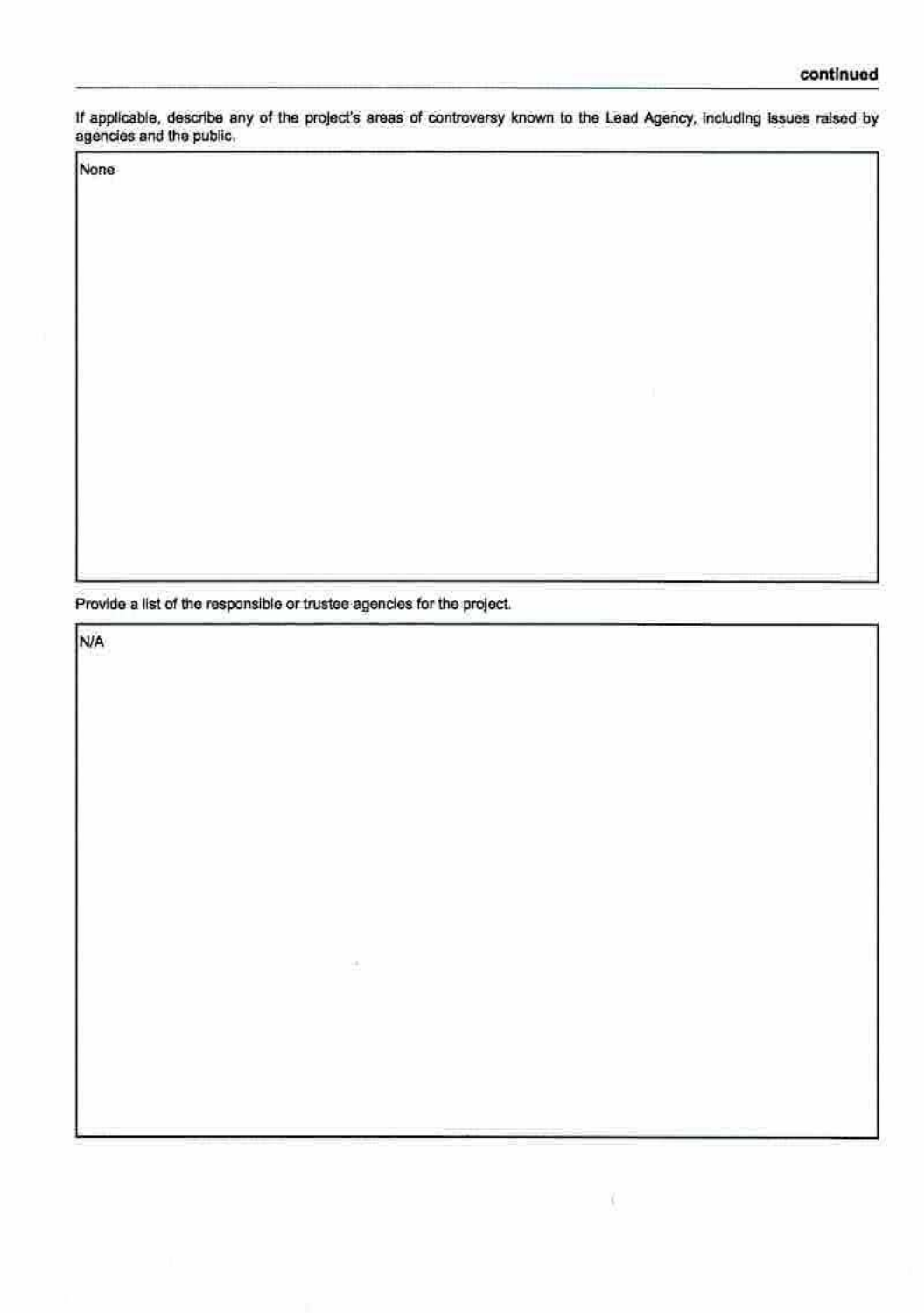continued

If applicable, describe any of the project's areas of controversy known to the Lead Agency, including issues raised by agencies and the public.

None

Provide a list of the responsible or trustee agencies for the project.

N/A